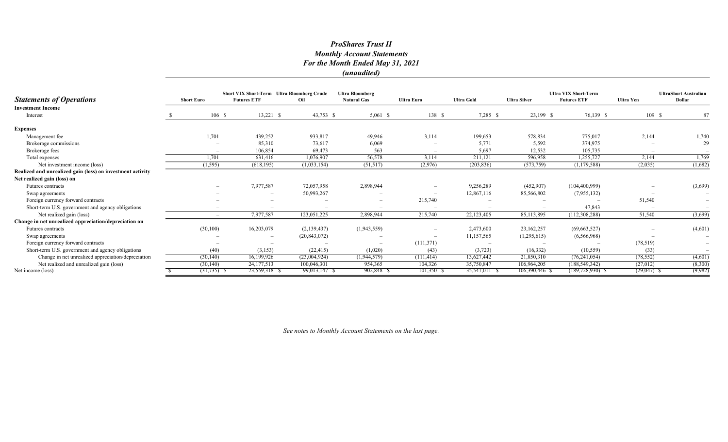# *ProShares Trust II*
## *Monthly Account Statements*
## *For the Month Ended May 31, 2021*
## *(unaudited)*

| ***Statements of Operations*** | Short Euro | Short VIX Short-Term Futures ETF | Ultra Bloomberg Crude Oil | Ultra Bloomberg Natural Gas | Ultra Euro | Ultra Gold | Ultra Silver | Ultra VIX Short-Term Futures ETF | Ultra Yen | UltraShort Australian Dollar |
|---|---|---|---|---|---|---|---|---|---|---|
| **Investment Income** | | | | | | | | | | |
| Interest | $ 106 | $ 13,221 | $ 43,753 | $ 5,061 | $ 138 | $ 7,285 | $ 23,199 | $ 76,139 | $ 109 | $ 87 |
| **Expenses** | | | | | | | | | | |
| Management fee | 1,701 | 439,252 | 933,817 | 49,946 | 3,114 | 199,653 | 578,834 | 775,017 | 2,144 | 1,740 |
| Brokerage commissions | – | 85,310 | 73,617 | 6,069 | – | 5,771 | 5,592 | 374,975 | – | 29 |
| Brokerage fees | – | 106,854 | 69,473 | 563 | – | 5,697 | 12,532 | 105,735 | – | – |
| Total expenses | 1,701 | 631,416 | 1,076,907 | 56,578 | 3,114 | 211,121 | 596,958 | 1,255,727 | 2,144 | 1,769 |
| Net investment income (loss) | (1,595) | (618,195) | (1,033,154) | (51,517) | (2,976) | (203,836) | (573,759) | (1,179,588) | (2,035) | (1,682) |
| **Realized and unrealized gain (loss) on investment activity** | | | | | | | | | | |
| **Net realized gain (loss) on** | | | | | | | | | | |
| Futures contracts | – | 7,977,587 | 72,057,958 | 2,898,944 | – | 9,256,289 | (452,907) | (104,400,999) | – | (3,699) |
| Swap agreements | – | – | 50,993,267 | – | – | 12,867,116 | 85,566,802 | (7,955,132) | – | – |
| Foreign currency forward contracts | – | – | – | – | 215,740 | – | – | – | 51,540 | – |
| Short-term U.S. government and agency obligations | – | – | – | – | – | – | – | 47,843 | – | – |
| Net realized gain (loss) | – | 7,977,587 | 123,051,225 | 2,898,944 | 215,740 | 22,123,405 | 85,113,895 | (112,308,288) | 51,540 | (3,699) |
| **Change in net unrealized appreciation/depreciation on** | | | | | | | | | | |
| Futures contracts | (30,100) | 16,203,079 | (2,139,437) | (1,943,559) | – | 2,473,600 | 23,162,257 | (69,663,527) | – | (4,601) |
| Swap agreements | – | – | (20,843,072) | – | – | 11,157,565 | (1,295,615) | (6,566,968) | – | – |
| Foreign currency forward contracts | – | – | – | – | (111,371) | – | – | – | (78,519) | – |
| Short-term U.S. government and agency obligations | (40) | (3,153) | (22,415) | (1,020) | (43) | (3,723) | (16,332) | (10,559) | (33) | – |
| Change in net unrealized appreciation/depreciation | (30,140) | 16,199,926 | (23,004,924) | (1,944,579) | (111,414) | 13,627,442 | 21,850,310 | (76,241,054) | (78,552) | (4,601) |
| Net realized and unrealized gain (loss) | (30,140) | 24,177,513 | 100,046,301 | 954,365 | 104,326 | 35,750,847 | 106,964,205 | (188,549,342) | (27,012) | (8,300) |
| Net income (loss) | $ (31,735) | $ 23,559,318 | $ 99,013,147 | $ 902,848 | $ 101,350 | $ 35,547,011 | $ 106,390,446 | $ (189,728,930) | $ (29,047) | $ (9,982) |

*See notes to Monthly Account Statements on the last page.*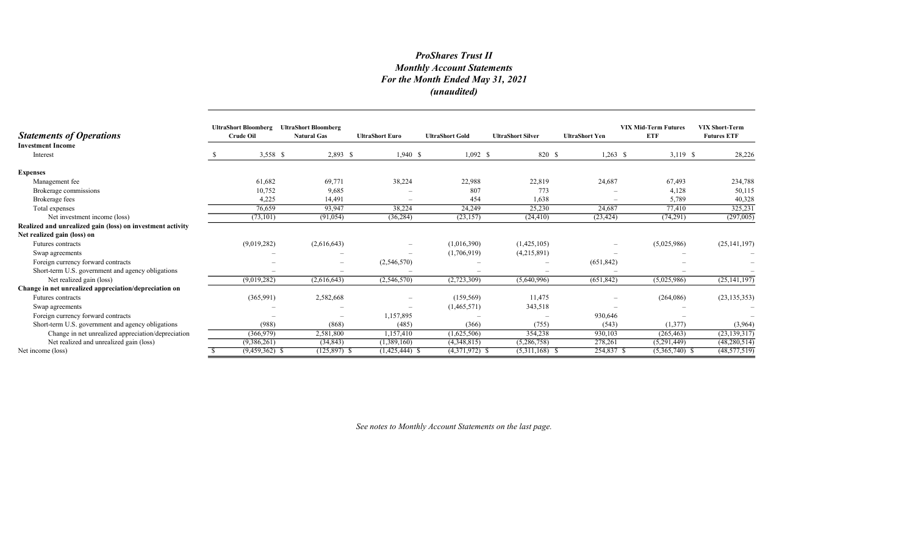# *ProShares Trust II*
## *Monthly Account Statements*
## *For the Month Ended May 31, 2021*
## *(unaudited)*

| ***Statements of Operations*** | UltraShort Bloomberg Crude Oil | UltraShort Bloomberg Natural Gas | UltraShort Euro | UltraShort Gold | UltraShort Silver | UltraShort Yen | VIX Mid-Term Futures ETF | VIX Short-Term Futures ETF |
|---|---|---|---|---|---|---|---|---|
| **Investment Income** | | | | | | | | |
| Interest | $ 3,558 | $ 2,893 | $ 1,940 | $ 1,092 | $ 820 | $ 1,263 | $ 3,119 | $ 28,226 |
| **Expenses** | | | | | | | | |
| Management fee | 61,682 | 69,771 | 38,224 | 22,988 | 22,819 | 24,687 | 67,493 | 234,788 |
| Brokerage commissions | 10,752 | 9,685 | – | 807 | 773 | – | 4,128 | 50,115 |
| Brokerage fees | 4,225 | 14,491 | – | 454 | 1,638 | – | 5,789 | 40,328 |
| Total expenses | 76,659 | 93,947 | 38,224 | 24,249 | 25,230 | 24,687 | 77,410 | 325,231 |
| Net investment income (loss) | (73,101) | (91,054) | (36,284) | (23,157) | (24,410) | (23,424) | (74,291) | (297,005) |
| **Realized and unrealized gain (loss) on investment activity** | | | | | | | | |
| **Net realized gain (loss) on** | | | | | | | | |
| Futures contracts | (9,019,282) | (2,616,643) | – | (1,016,390) | (1,425,105) | – | (5,025,986) | (25,141,197) |
| Swap agreements | – | – | – | (1,706,919) | (4,215,891) | – | – | – |
| Foreign currency forward contracts | – | – | (2,546,570) | – | – | (651,842) | – | – |
| Short-term U.S. government and agency obligations | – | – | – | – | – | – | – | – |
| Net realized gain (loss) | (9,019,282) | (2,616,643) | (2,546,570) | (2,723,309) | (5,640,996) | (651,842) | (5,025,986) | (25,141,197) |
| **Change in net unrealized appreciation/depreciation on** | | | | | | | | |
| Futures contracts | (365,991) | 2,582,668 | – | (159,569) | 11,475 | – | (264,086) | (23,135,353) |
| Swap agreements | – | – | – | (1,465,571) | 343,518 | – | – | – |
| Foreign currency forward contracts | – | – | 1,157,895 | – | – | 930,646 | – | – |
| Short-term U.S. government and agency obligations | (988) | (868) | (485) | (366) | (755) | (543) | (1,377) | (3,964) |
| Change in net unrealized appreciation/depreciation | (366,979) | 2,581,800 | 1,157,410 | (1,625,506) | 354,238 | 930,103 | (265,463) | (23,139,317) |
| Net realized and unrealized gain (loss) | (9,386,261) | (34,843) | (1,389,160) | (4,348,815) | (5,286,758) | 278,261 | (5,291,449) | (48,280,514) |
| Net income (loss) | $ (9,459,362) | $ (125,897) | $ (1,425,444) | $ (4,371,972) | $ (5,311,168) | $ 254,837 | $ (5,365,740) | $ (48,577,519) |

*See notes to Monthly Account Statements on the last page.*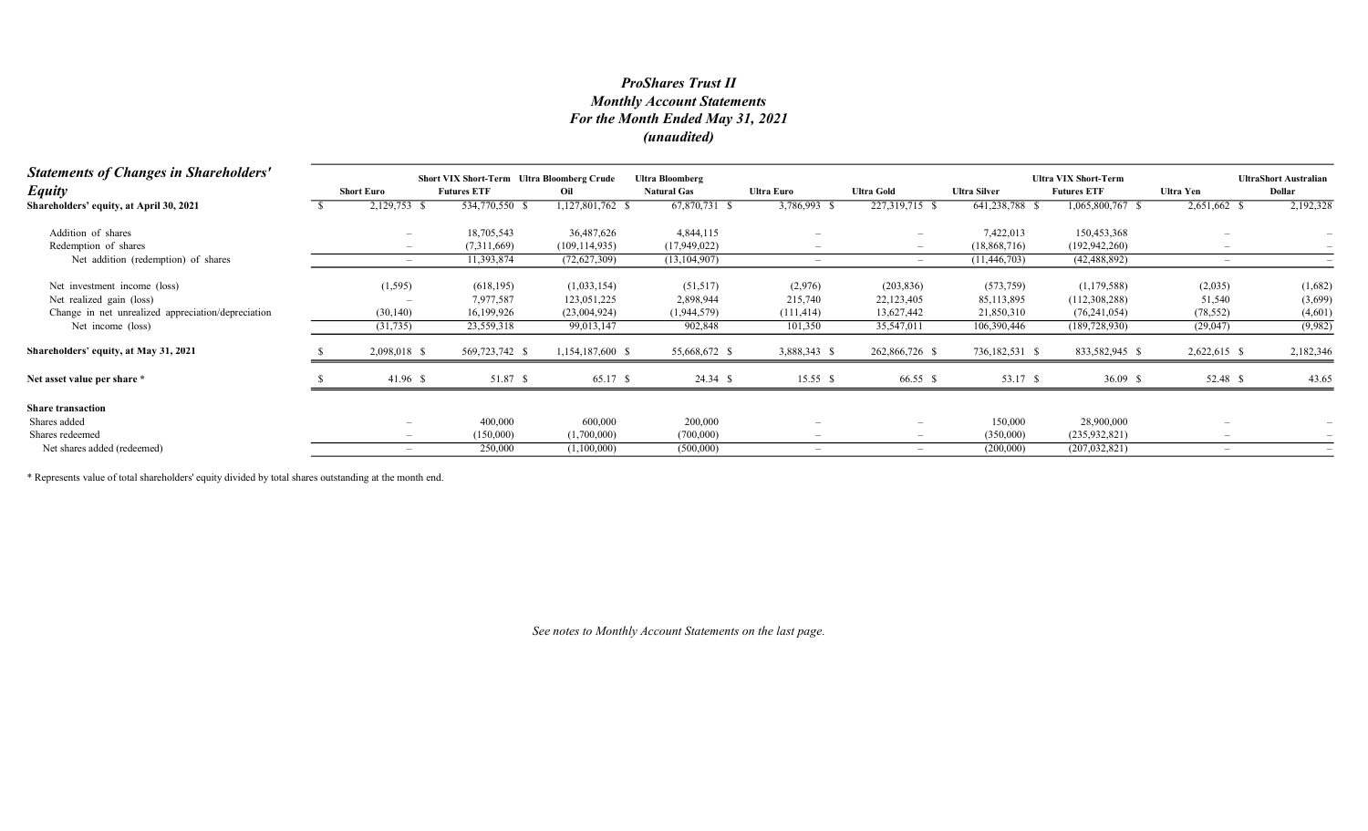# *ProShares Trust II*
## *Monthly Account Statements*
## *For the Month Ended May 31, 2021*
## *(unaudited)*

| ***Statements of Changes in Shareholders' Equity*** | Short Euro | Short VIX Short-Term Futures ETF | Ultra Bloomberg Crude Oil | Ultra Bloomberg Natural Gas | Ultra Euro | Ultra Gold | Ultra Silver | Ultra VIX Short-Term Futures ETF | Ultra Yen | UltraShort Australian Dollar |
|---|---|---|---|---|---|---|---|---|---|---|
| **Shareholders' equity, at April 30, 2021** | $ 2,129,753 | $ 534,770,550 | $ 1,127,801,762 | $ 67,870,731 | $ 3,786,993 | $ 227,319,715 | $ 641,238,788 | $ 1,065,800,767 | $ 2,651,662 | $ 2,192,328 |
| Addition of shares | – | 18,705,543 | 36,487,626 | 4,844,115 | – | – | 7,422,013 | 150,453,368 | – | – |
| Redemption of shares | – | (7,311,669) | (109,114,935) | (17,949,022) | – | – | (18,868,716) | (192,942,260) | – | – |
| Net addition (redemption) of shares | – | 11,393,874 | (72,627,309) | (13,104,907) | – | – | (11,446,703) | (42,488,892) | – | – |
| Net investment income (loss) | (1,595) | (618,195) | (1,033,154) | (51,517) | (2,976) | (203,836) | (573,759) | (1,179,588) | (2,035) | (1,682) |
| Net realized gain (loss) | – | 7,977,587 | 123,051,225 | 2,898,944 | 215,740 | 22,123,405 | 85,113,895 | (112,308,288) | 51,540 | (3,699) |
| Change in net unrealized appreciation/depreciation | (30,140) | 16,199,926 | (23,004,924) | (1,944,579) | (111,414) | 13,627,442 | 21,850,310 | (76,241,054) | (78,552) | (4,601) |
| Net income (loss) | (31,735) | 23,559,318 | 99,013,147 | 902,848 | 101,350 | 35,547,011 | 106,390,446 | (189,728,930) | (29,047) | (9,982) |
| **Shareholders' equity, at May 31, 2021** | $ 2,098,018 | $ 569,723,742 | $ 1,154,187,600 | $ 55,668,672 | $ 3,888,343 | $ 262,866,726 | $ 736,182,531 | $ 833,582,945 | $ 2,622,615 | $ 2,182,346 |
| **Net asset value per share \*** | $ 41.96 | $ 51.87 | $ 65.17 | $ 24.34 | $ 15.55 | $ 66.55 | $ 53.17 | $ 36.09 | $ 52.48 | $ 43.65 |
| **Share transaction** | | | | | | | | | | |
| Shares added | – | 400,000 | 600,000 | 200,000 | – | – | 150,000 | 28,900,000 | – | – |
| Shares redeemed | – | (150,000) | (1,700,000) | (700,000) | – | – | (350,000) | (235,932,821) | – | – |
| Net shares added (redeemed) | – | 250,000 | (1,100,000) | (500,000) | – | – | (200,000) | (207,032,821) | – | – |

\* Represents value of total shareholders' equity divided by total shares outstanding at the month end.

*See notes to Monthly Account Statements on the last page.*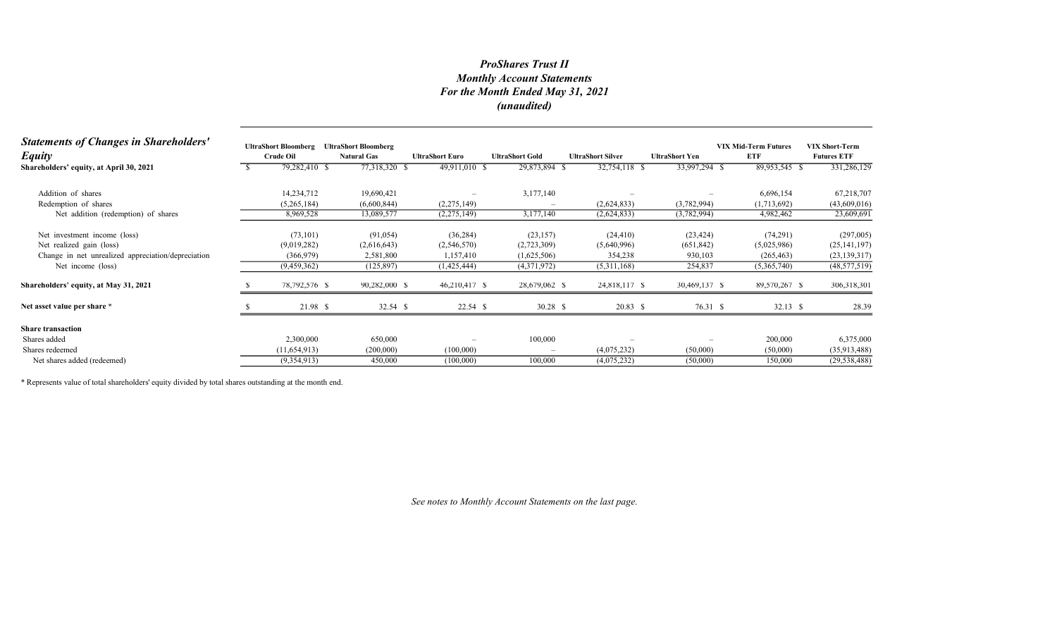# *ProShares Trust II*
## *Monthly Account Statements*
## *For the Month Ended May 31, 2021*
## *(unaudited)*

| ***Statements of Changes in Shareholders' Equity*** | **UltraShort Bloomberg Crude Oil** | **UltraShort Bloomberg Natural Gas** | **UltraShort Euro** | **UltraShort Gold** | **UltraShort Silver** | **UltraShort Yen** | **VIX Mid-Term Futures ETF** | **VIX Short-Term Futures ETF** |
|---|---|---|---|---|---|---|---|---|
| **Shareholders' equity, at April 30, 2021** | $ 79,282,410 | $ 77,318,320 | $ 49,911,010 | $ 29,873,894 | $ 32,754,118 | $ 33,997,294 | $ 89,953,545 | $ 331,286,129 |
| Addition of shares | 14,234,712 | 19,690,421 | – | 3,177,140 | – | – | 6,696,154 | 67,218,707 |
| Redemption of shares | (5,265,184) | (6,600,844) | (2,275,149) | – | (2,624,833) | (3,782,994) | (1,713,692) | (43,609,016) |
| Net addition (redemption) of shares | 8,969,528 | 13,089,577 | (2,275,149) | 3,177,140 | (2,624,833) | (3,782,994) | 4,982,462 | 23,609,691 |
| Net investment income (loss) | (73,101) | (91,054) | (36,284) | (23,157) | (24,410) | (23,424) | (74,291) | (297,005) |
| Net realized gain (loss) | (9,019,282) | (2,616,643) | (2,546,570) | (2,723,309) | (5,640,996) | (651,842) | (5,025,986) | (25,141,197) |
| Change in net unrealized appreciation/depreciation | (366,979) | 2,581,800 | 1,157,410 | (1,625,506) | 354,238 | 930,103 | (265,463) | (23,139,317) |
| Net income (loss) | (9,459,362) | (125,897) | (1,425,444) | (4,371,972) | (5,311,168) | 254,837 | (5,365,740) | (48,577,519) |
| **Shareholders' equity, at May 31, 2021** | $ 78,792,576 | $ 90,282,000 | $ 46,210,417 | $ 28,679,062 | $ 24,818,117 | $ 30,469,137 | $ 89,570,267 | $ 306,318,301 |
| **Net asset value per share \*** | $ 21.98 | $ 32.54 | $ 22.54 | $ 30.28 | $ 20.83 | $ 76.31 | $ 32.13 | $ 28.39 |
| **Share transaction** | | | | | | | | |
| Shares added | 2,300,000 | 650,000 | – | 100,000 | – | – | 200,000 | 6,375,000 |
| Shares redeemed | (11,654,913) | (200,000) | (100,000) | – | (4,075,232) | (50,000) | (50,000) | (35,913,488) |
| Net shares added (redeemed) | (9,354,913) | 450,000 | (100,000) | 100,000 | (4,075,232) | (50,000) | 150,000 | (29,538,488) |

\* Represents value of total shareholders' equity divided by total shares outstanding at the month end.

*See notes to Monthly Account Statements on the last page.*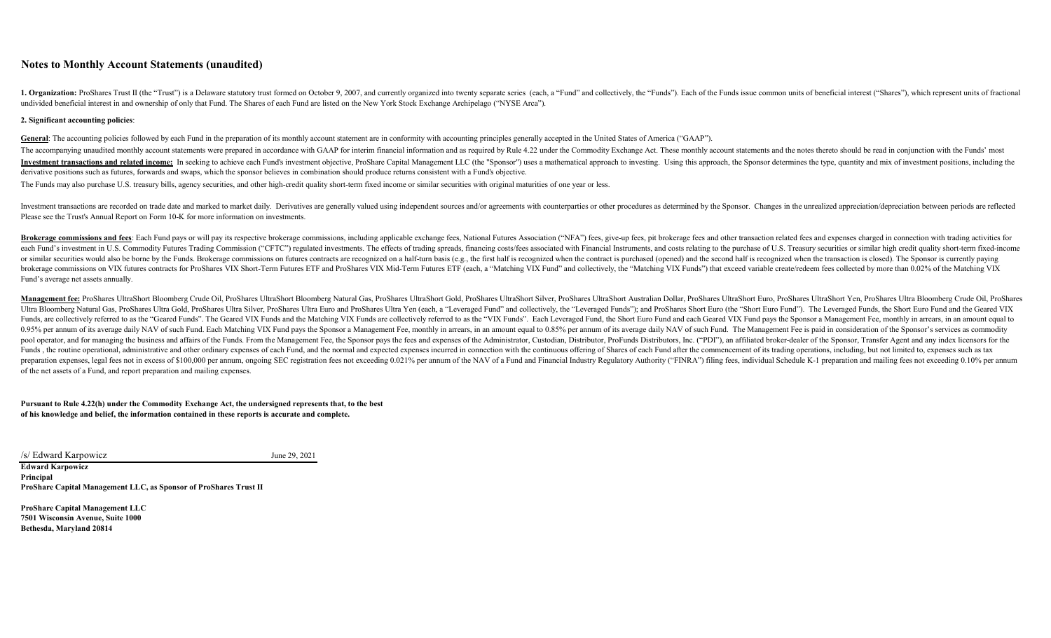## Notes to Monthly Account Statements (unaudited)

**1. Organization:** ProShares Trust II (the "Trust") is a Delaware statutory trust formed on October 9, 2007, and currently organized into twenty separate series (each, a "Fund" and collectively, the "Funds"). Each of the Funds issue common units of beneficial interest ("Shares"), which represent units of fractional undivided beneficial interest in and ownership of only that Fund. The Shares of each Fund are listed on the New York Stock Exchange Archipelago ("NYSE Arca").

**2. Significant accounting policies**:

**General**: The accounting policies followed by each Fund in the preparation of its monthly account statement are in conformity with accounting principles generally accepted in the United States of America ("GAAP").

The accompanying unaudited monthly account statements were prepared in accordance with GAAP for interim financial information and as required by Rule 4.22 under the Commodity Exchange Act. These monthly account statements and the notes thereto should be read in conjunction with the Funds' most

**Investment transactions and related income:** In seeking to achieve each Fund's investment objective, ProShare Capital Management LLC (the "Sponsor") uses a mathematical approach to investing. Using this approach, the Sponsor determines the type, quantity and mix of investment positions, including the derivative positions such as futures, forwards and swaps, which the sponsor believes in combination should produce returns consistent with a Fund's objective.

The Funds may also purchase U.S. treasury bills, agency securities, and other high-credit quality short-term fixed income or similar securities with original maturities of one year or less.

Investment transactions are recorded on trade date and marked to market daily. Derivatives are generally valued using independent sources and/or agreements with counterparties or other procedures as determined by the Sponsor. Changes in the unrealized appreciation/depreciation between periods are reflected

Please see the Trust's Annual Report on Form 10-K for more information on investments.

**Brokerage commissions and fees**: Each Fund pays or will pay its respective brokerage commissions, including applicable exchange fees, National Futures Association ("NFA") fees, give-up fees, pit brokerage fees and other transaction related fees and expenses charged in connection with trading activities for each Fund's investment in U.S. Commodity Futures Trading Commission ("CFTC") regulated investments. The effects of trading spreads, financing costs/fees associated with Financial Instruments, and costs relating to the purchase of U.S. Treasury securities or similar high credit quality short-term fixed-income or similar securities would also be borne by the Funds. Brokerage commissions on futures contracts are recognized on a half-turn basis (e.g., the first half is recognized when the contract is purchased (opened) and the second half is recognized when the transaction is closed). The Sponsor is currently paying brokerage commissions on VIX futures contracts for ProShares VIX Short-Term Futures ETF and ProShares VIX Mid-Term Futures ETF (each, a "Matching VIX Fund" and collectively, the "Matching VIX Funds") that exceed variable create/redeem fees collected by more than 0.02% of the Matching VIX Fund's average net assets annually.

**Management fee:** ProShares UltraShort Bloomberg Crude Oil, ProShares UltraShort Bloomberg Natural Gas, ProShares UltraShort Gold, ProShares UltraShort Silver, ProShares UltraShort Australian Dollar, ProShares UltraShort Euro, ProShares UltraShort Yen, ProShares Ultra Bloomberg Crude Oil, ProShares Ultra Bloomberg Natural Gas, ProShares Ultra Gold, ProShares Ultra Silver, ProShares Ultra Euro and ProShares Ultra Yen (each, a "Leveraged Fund" and collectively, the "Leveraged Funds"); and ProShares Short Euro (the "Short Euro Fund"). The Leveraged Funds, the Short Euro Fund and the Geared VIX Funds, are collectively referred to as the "Geared Funds". The Geared VIX Funds and the Matching VIX Funds are collectively referred to as the "VIX Funds". Each Leveraged Fund, the Short Euro Fund and each Geared VIX Fund pays the Sponsor a Management Fee, monthly in arrears, in an amount equal to 0.95% per annum of its average daily NAV of such Fund. Each Matching VIX Fund pays the Sponsor a Management Fee, monthly in arrears, in an amount equal to 0.85% per annum of its average daily NAV of such Fund. The Management Fee is paid in consideration of the Sponsor's services as commodity pool operator, and for managing the business and affairs of the Funds. From the Management Fee, the Sponsor pays the fees and expenses of the Administrator, Custodian, Distributor, ProFunds Distributors, Inc. ("PDI"), an affiliated broker-dealer of the Sponsor, Transfer Agent and any index licensors for the Funds , the routine operational, administrative and other ordinary expenses of each Fund, and the normal and expected expenses incurred in connection with the continuous offering of Shares of each Fund after the commencement of its trading operations, including, but not limited to, expenses such as tax preparation expenses, legal fees not in excess of $100,000 per annum, ongoing SEC registration fees not exceeding 0.021% per annum of the NAV of a Fund and Financial Industry Regulatory Authority ("FINRA") filing fees, individual Schedule K-1 preparation and mailing fees not exceeding 0.10% per annum of the net assets of a Fund, and report preparation and mailing expenses.

**Pursuant to Rule 4.22(h) under the Commodity Exchange Act, the undersigned represents that, to the best of his knowledge and belief, the information contained in these reports is accurate and complete.**

/s/ Edward Karpowicz June 29, 2021

**Edward Karpowicz**
**Principal**
**ProShare Capital Management LLC, as Sponsor of ProShares Trust II**

**ProShare Capital Management LLC**
**7501 Wisconsin Avenue, Suite 1000**
**Bethesda, Maryland 20814**